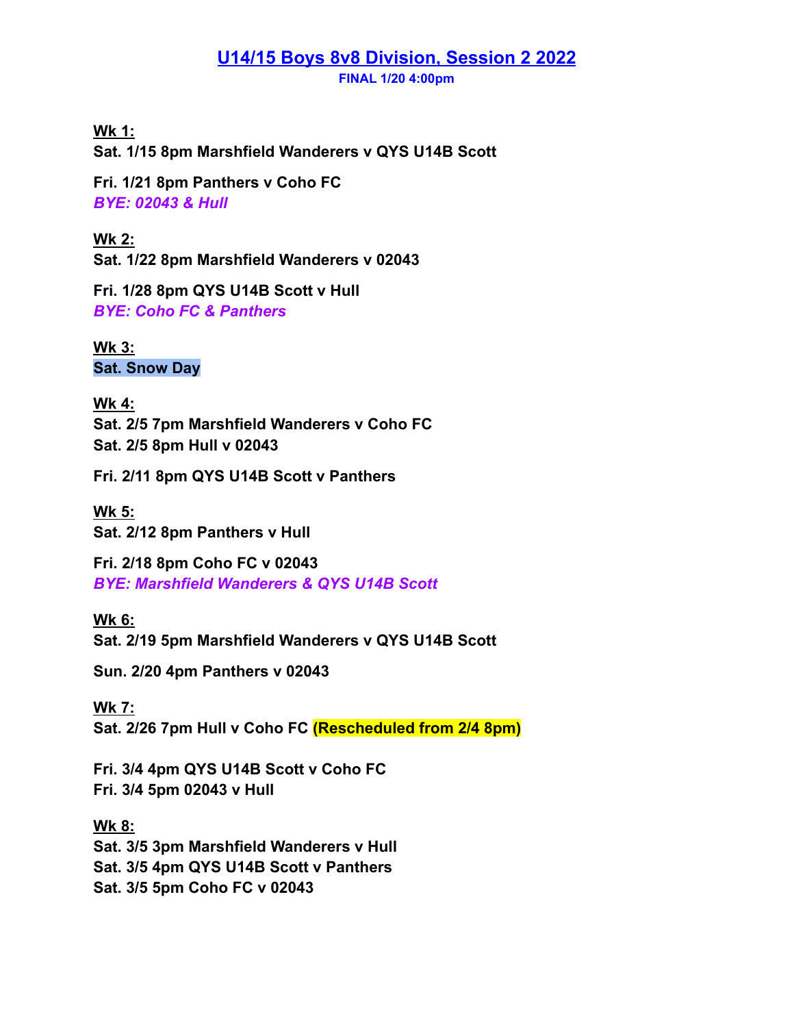# U14/15 Boys 8v8 Division, Session 2 2022

**FINAL 1/20 4:00pm**

**Wk 1:**

**Sat. 1/15 8pm Marshfield Wanderers v QYS U14B Scott**

**Fri. 1/21 8pm Panthers v Coho FC**
***BYE: 02043 & Hull***

**Wk 2:**

**Sat. 1/22 8pm Marshfield Wanderers v 02043**

**Fri. 1/28 8pm QYS U14B Scott v Hull**
***BYE: Coho FC & Panthers***

**Wk 3:**

**Sat. Snow Day**

**Wk 4:**

**Sat. 2/5 7pm Marshfield Wanderers v Coho FC**
**Sat. 2/5 8pm Hull v 02043**

**Fri. 2/11 8pm QYS U14B Scott v Panthers**

**Wk 5:**

**Sat. 2/12 8pm Panthers v Hull**

**Fri. 2/18 8pm Coho FC v 02043**
***BYE: Marshfield Wanderers & QYS U14B Scott***

**Wk 6:**

**Sat. 2/19 5pm Marshfield Wanderers v QYS U14B Scott**

**Sun. 2/20 4pm Panthers v 02043**

**Wk 7:**

**Sat. 2/26 7pm Hull v Coho FC (Rescheduled from 2/4 8pm)**

**Fri. 3/4 4pm QYS U14B Scott v Coho FC**
**Fri. 3/4 5pm 02043 v Hull**

**Wk 8:**

**Sat. 3/5 3pm Marshfield Wanderers v Hull**
**Sat. 3/5 4pm QYS U14B Scott v Panthers**
**Sat. 3/5 5pm Coho FC v 02043**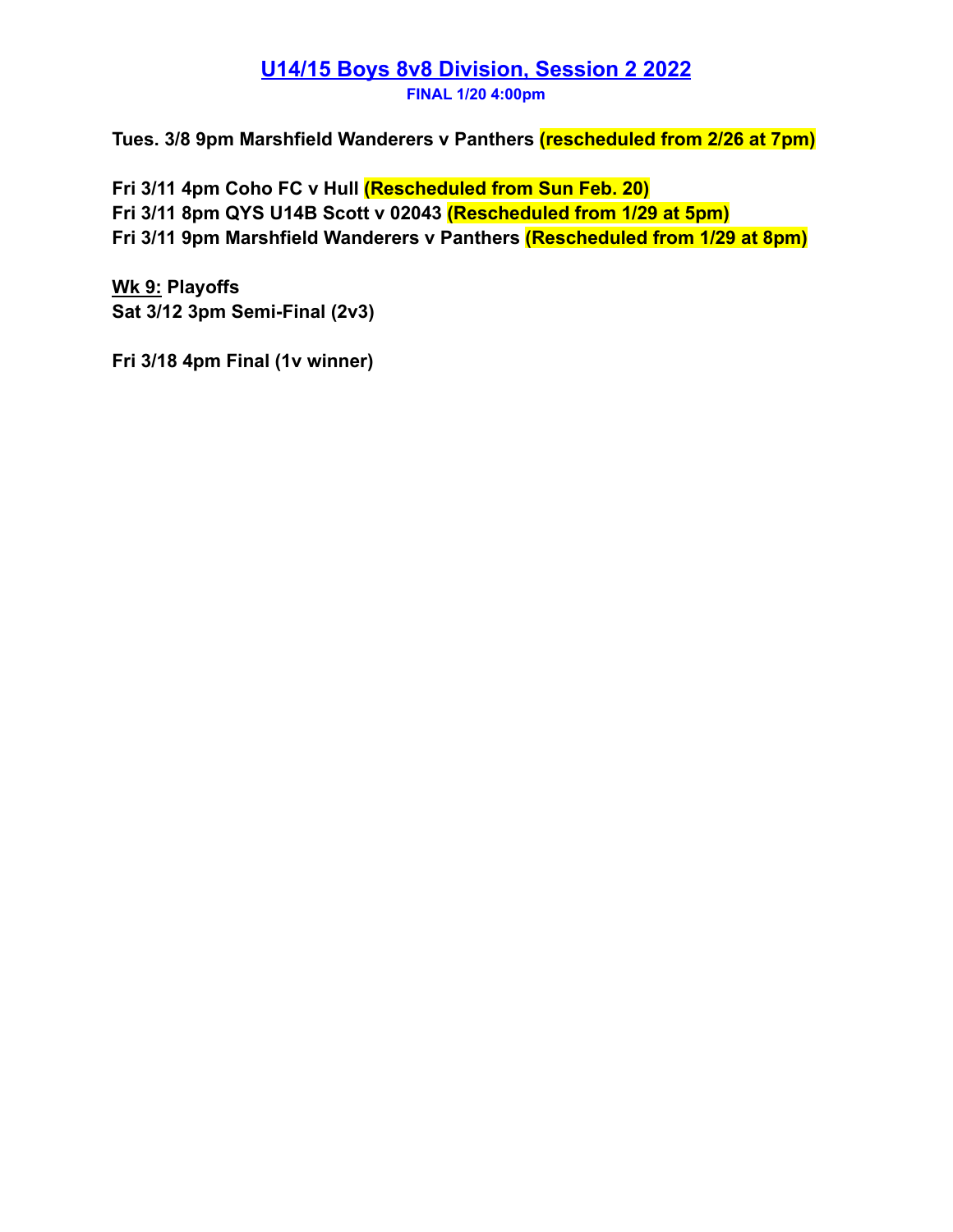# U14/15 Boys 8v8 Division, Session 2 2022

**FINAL 1/20 4:00pm**

**Tues. 3/8 9pm Marshfield Wanderers v Panthers (rescheduled from 2/26 at 7pm)**

**Fri 3/11 4pm Coho FC v Hull (Rescheduled from Sun Feb. 20)**
**Fri 3/11 8pm QYS U14B Scott v 02043 (Rescheduled from 1/29 at 5pm)**
**Fri 3/11 9pm Marshfield Wanderers v Panthers (Rescheduled from 1/29 at 8pm)**

**Wk 9: Playoffs**
**Sat 3/12 3pm Semi-Final (2v3)**

**Fri 3/18 4pm Final (1v winner)**